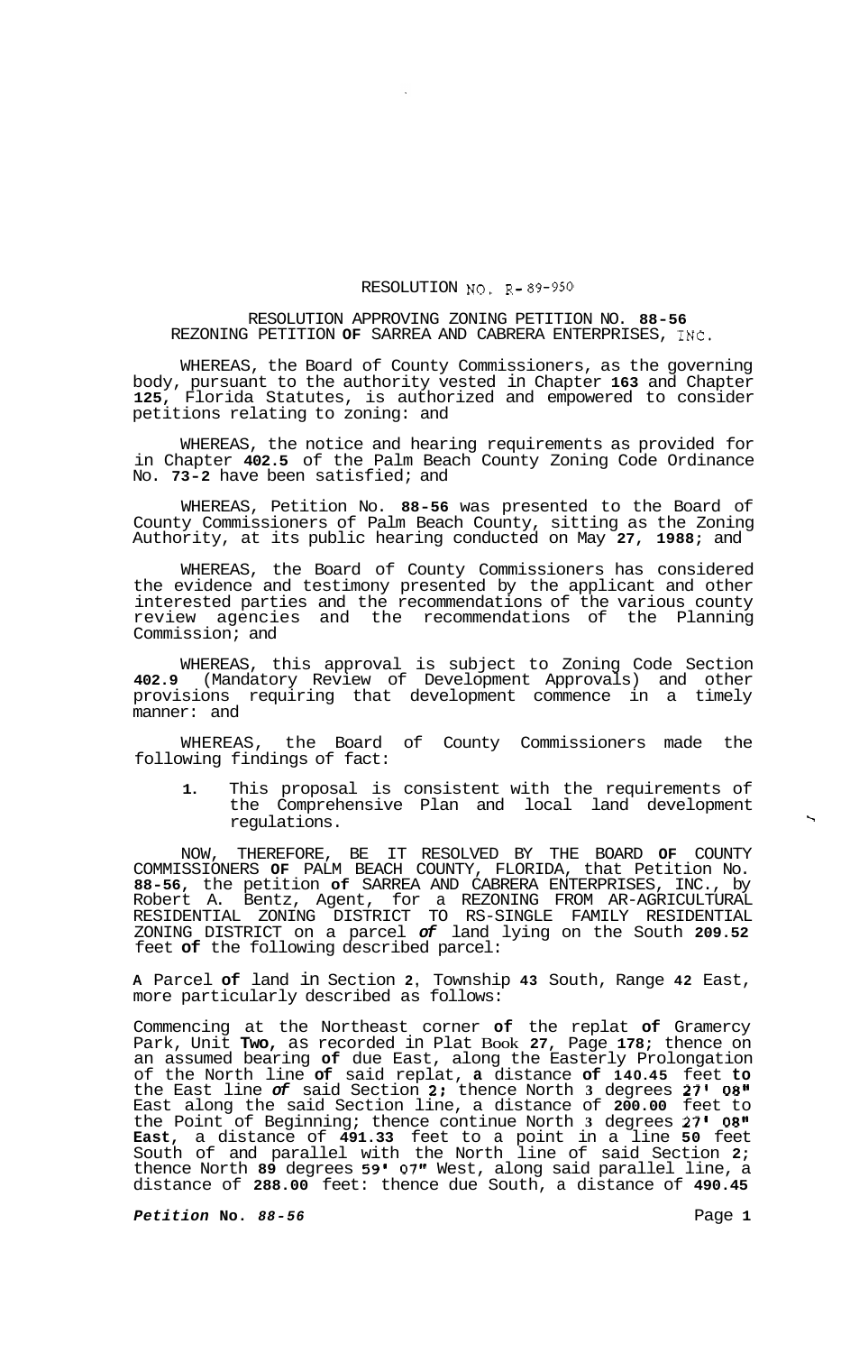RESOLUTION NO. R-89-950

RESOLUTION APPROVING ZONING PETITION NO. **88-56**
REZONING PETITION **OF** SARREA AND CABRERA ENTERPRISES, INC.

WHEREAS, the Board of County Commissioners, as the governing body, pursuant to the authority vested in Chapter **163** and Chapter **125**, Florida Statutes, is authorized and empowered to consider petitions relating to zoning: and

WHEREAS, the notice and hearing requirements as provided for in Chapter **402.5** of the Palm Beach County Zoning Code Ordinance No. **73-2** have been satisfied; and

WHEREAS, Petition No. **88-56** was presented to the Board of County Commissioners of Palm Beach County, sitting as the Zoning Authority, at its public hearing conducted on May **27, 1988**; and

WHEREAS, the Board of County Commissioners has considered the evidence and testimony presented by the applicant and other interested parties and the recommendations of the various county review agencies and the recommendations of the Planning Commission; and

WHEREAS, this approval is subject to Zoning Code Section **402.9** (Mandatory Review of Development Approvals) and other provisions requiring that development commence in a timely manner: and

WHEREAS, the Board of County Commissioners made the following findings of fact:

1. This proposal is consistent with the requirements of the Comprehensive Plan and local land development regulations.

NOW, THEREFORE, BE IT RESOLVED BY THE BOARD **OF** COUNTY COMMISSIONERS **OF** PALM BEACH COUNTY, FLORIDA, that Petition No. **88-56**, the petition **of** SARREA AND CABRERA ENTERPRISES, INC., by Robert A. Bentz, Agent, for a REZONING FROM AR-AGRICULTURAL RESIDENTIAL ZONING DISTRICT TO RS-SINGLE FAMILY RESIDENTIAL ZONING DISTRICT on a parcel *of* land lying on the South **209.52** feet **of** the following described parcel:

**A** Parcel **of** land in Section **2**, Township **43** South, Range **42** East, more particularly described as follows:

Commencing at the Northeast corner **of** the replat **of** Gramercy Park, Unit **Two,** as recorded in Plat Book **27,** Page **178;** thence on an assumed bearing **of** due East, along the Easterly Prolongation of the North line **of** said replat, **a** distance **of** **140.45** feet **to** the East line *of* said Section **2;** thence North **3** degrees **27' 08"** East along the said Section line, a distance of **200.00** feet to the Point of Beginning; thence continue North **3** degrees **27' 08" East**, a distance of **491.33** feet to a point in a line **50** feet South of and parallel with the North line of said Section **2**; thence North **89** degrees **59' 07"** West, along said parallel line, a distance of **288.00** feet: thence due South, a distance of **490.45**

*Petition* **No.** *88-56*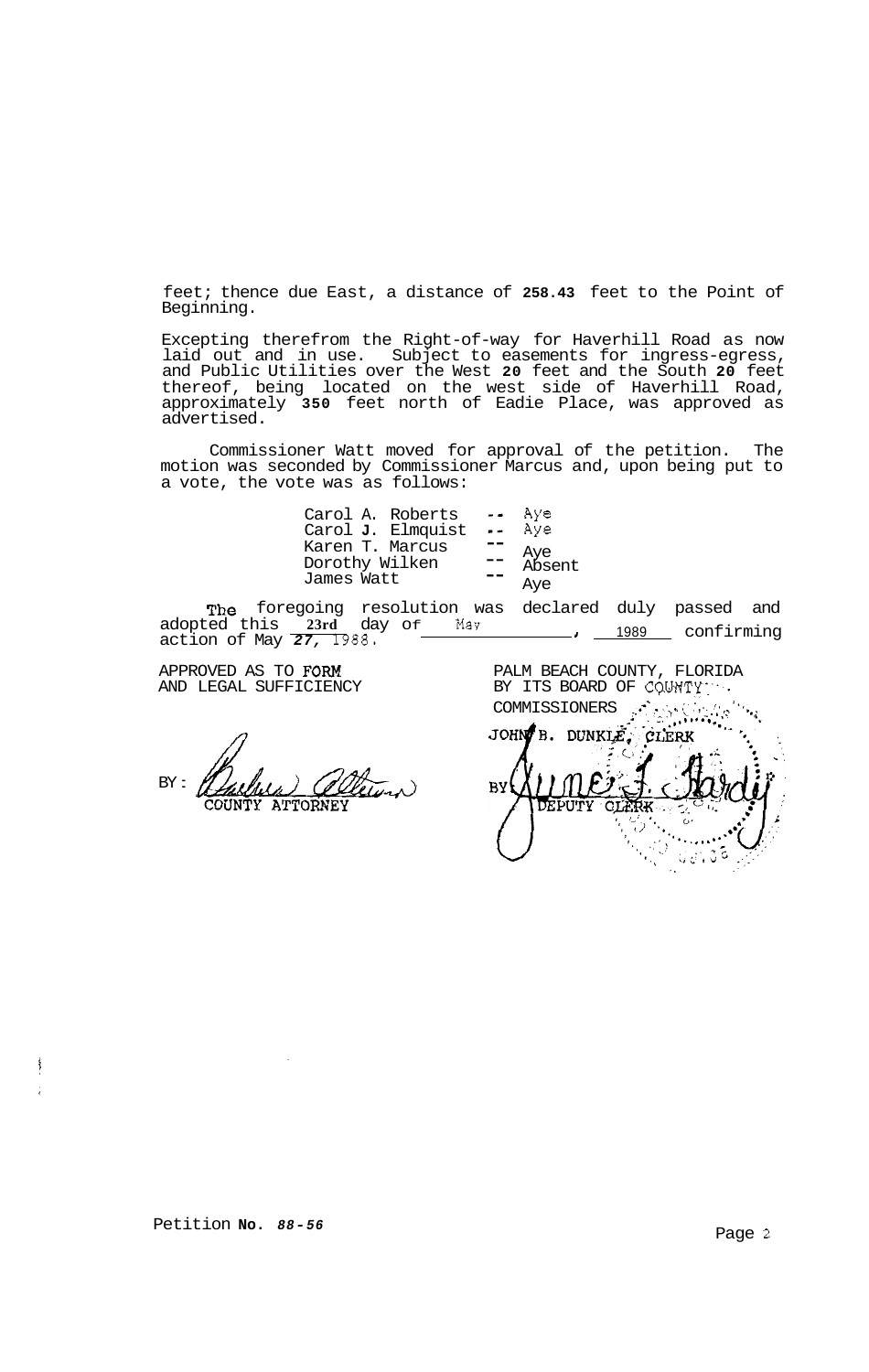feet; thence due East, a distance of **258.43** feet to the Point of Beginning.

Excepting therefrom the Right-of-way for Haverhill Road as now laid out and in use. Subject to easements for ingress-egress, and Public Utilities over the West **20** feet and the South **20** feet thereof, being located on the west side of Haverhill Road, approximately **350** feet north of Eadie Place, was approved as advertised.

Commissioner Watt moved for approval of the petition. The motion was seconded by Commissioner Marcus and, upon being put to a vote, the vote was as follows:

| | | |
|---|---|---|
| Carol A. Roberts | -- | Aye |
| Carol J. Elmquist | -- | Aye |
| Karen T. Marcus | -- | Aye |
| Dorothy Wilken | -- | Absent |
| James Watt | -- | Aye |

The foregoing resolution was declared duly passed and adopted this **23rd** day of May, 1989 confirming action of May *27,* 1988.

APPROVED AS TO FORM AND LEGAL SUFFICIENCY

BY: COUNTY ATTORNEY

PALM BEACH COUNTY, FLORIDA BY ITS BOARD OF COUNTY COMMISSIONERS

JOHN B. DUNKLE, CLERK

BY DEPUTY CLERK

Petition **No.** ***88-56***